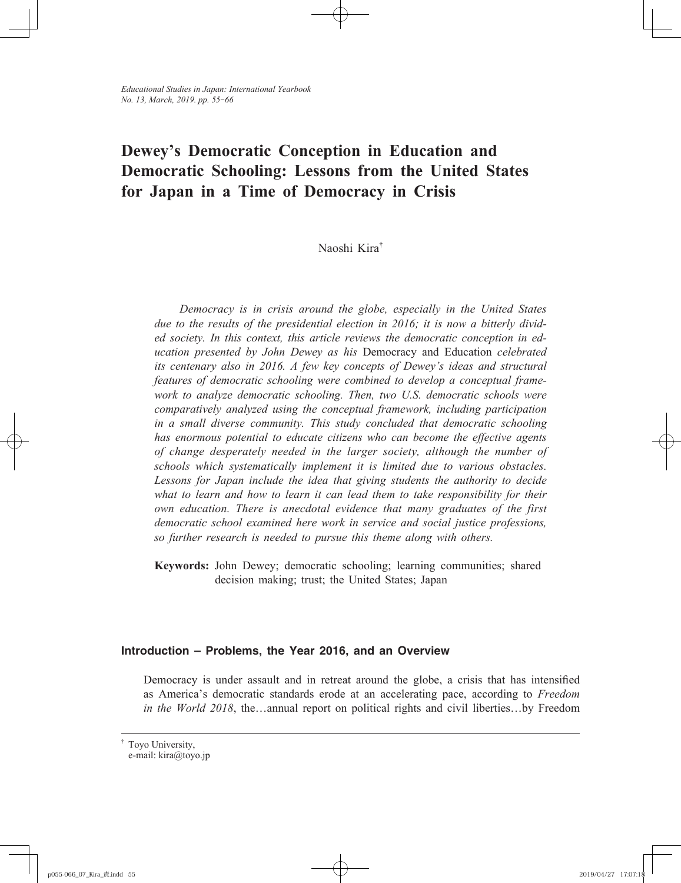*Educational Studies in Japan: International Yearbook*
*No. 13, March, 2019. pp. 55–66*

# Dewey's Democratic Conception in Education and Democratic Schooling: Lessons from the United States for Japan in a Time of Democracy in Crisis

Naoshi Kira[†]

*Democracy is in crisis around the globe, especially in the United States due to the results of the presidential election in 2016; it is now a bitterly divided society. In this context, this article reviews the democratic conception in education presented by John Dewey as his* Democracy and Education *celebrated its centenary also in 2016. A few key concepts of Dewey's ideas and structural features of democratic schooling were combined to develop a conceptual framework to analyze democratic schooling. Then, two U.S. democratic schools were comparatively analyzed using the conceptual framework, including participation in a small diverse community. This study concluded that democratic schooling has enormous potential to educate citizens who can become the effective agents of change desperately needed in the larger society, although the number of schools which systematically implement it is limited due to various obstacles. Lessons for Japan include the idea that giving students the authority to decide what to learn and how to learn it can lead them to take responsibility for their own education. There is anecdotal evidence that many graduates of the first democratic school examined here work in service and social justice professions, so further research is needed to pursue this theme along with others.*

**Keywords:** John Dewey; democratic schooling; learning communities; shared decision making; trust; the United States; Japan

## Introduction – Problems, the Year 2016, and an Overview

Democracy is under assault and in retreat around the globe, a crisis that has intensified as America's democratic standards erode at an accelerating pace, according to *Freedom in the World 2018*, the…annual report on political rights and civil liberties…by Freedom

[†] Toyo University,
e-mail: kira@toyo.jp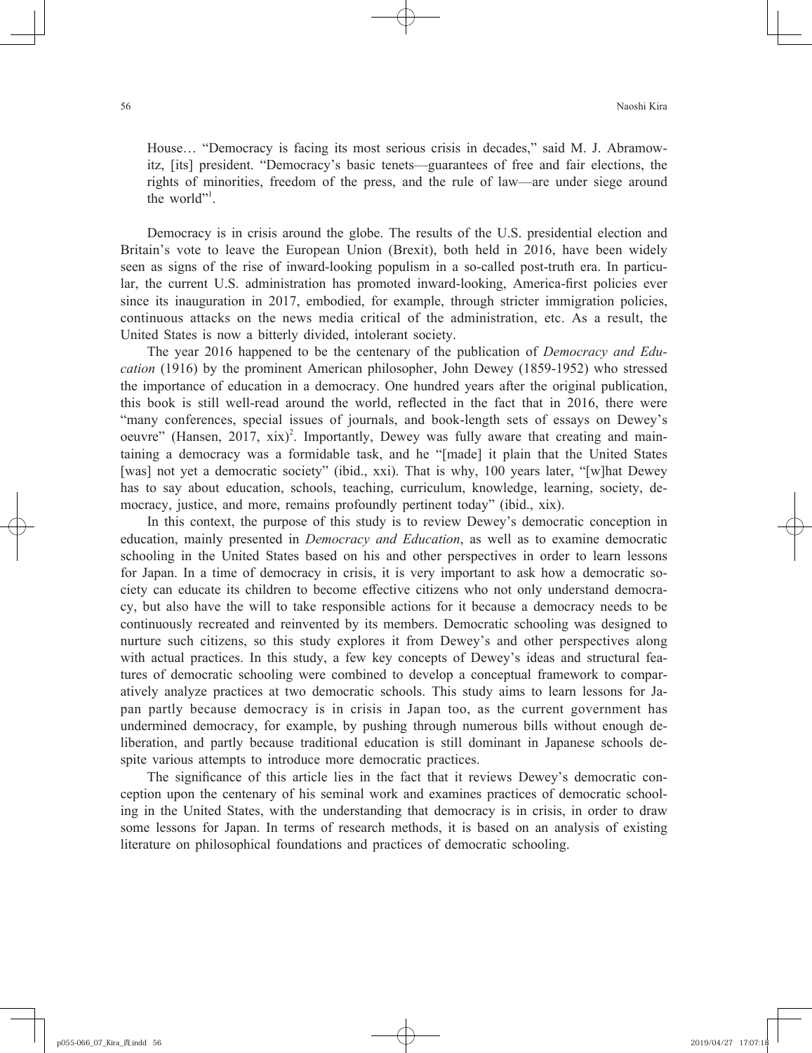House… "Democracy is facing its most serious crisis in decades," said M. J. Abramowitz, [its] president. "Democracy's basic tenets—guarantees of free and fair elections, the rights of minorities, freedom of the press, and the rule of law—are under siege around the world"[1].

Democracy is in crisis around the globe. The results of the U.S. presidential election and Britain's vote to leave the European Union (Brexit), both held in 2016, have been widely seen as signs of the rise of inward-looking populism in a so-called post-truth era. In particular, the current U.S. administration has promoted inward-looking, America-first policies ever since its inauguration in 2017, embodied, for example, through stricter immigration policies, continuous attacks on the news media critical of the administration, etc. As a result, the United States is now a bitterly divided, intolerant society.

The year 2016 happened to be the centenary of the publication of *Democracy and Education* (1916) by the prominent American philosopher, John Dewey (1859-1952) who stressed the importance of education in a democracy. One hundred years after the original publication, this book is still well-read around the world, reflected in the fact that in 2016, there were "many conferences, special issues of journals, and book-length sets of essays on Dewey's oeuvre" (Hansen, 2017, xix)[2]. Importantly, Dewey was fully aware that creating and maintaining a democracy was a formidable task, and he "[made] it plain that the United States [was] not yet a democratic society" (ibid., xxi). That is why, 100 years later, "[w]hat Dewey has to say about education, schools, teaching, curriculum, knowledge, learning, society, democracy, justice, and more, remains profoundly pertinent today" (ibid., xix).

In this context, the purpose of this study is to review Dewey's democratic conception in education, mainly presented in *Democracy and Education*, as well as to examine democratic schooling in the United States based on his and other perspectives in order to learn lessons for Japan. In a time of democracy in crisis, it is very important to ask how a democratic society can educate its children to become effective citizens who not only understand democracy, but also have the will to take responsible actions for it because a democracy needs to be continuously recreated and reinvented by its members. Democratic schooling was designed to nurture such citizens, so this study explores it from Dewey's and other perspectives along with actual practices. In this study, a few key concepts of Dewey's ideas and structural features of democratic schooling were combined to develop a conceptual framework to comparatively analyze practices at two democratic schools. This study aims to learn lessons for Japan partly because democracy is in crisis in Japan too, as the current government has undermined democracy, for example, by pushing through numerous bills without enough deliberation, and partly because traditional education is still dominant in Japanese schools despite various attempts to introduce more democratic practices.

The significance of this article lies in the fact that it reviews Dewey's democratic conception upon the centenary of his seminal work and examines practices of democratic schooling in the United States, with the understanding that democracy is in crisis, in order to draw some lessons for Japan. In terms of research methods, it is based on an analysis of existing literature on philosophical foundations and practices of democratic schooling.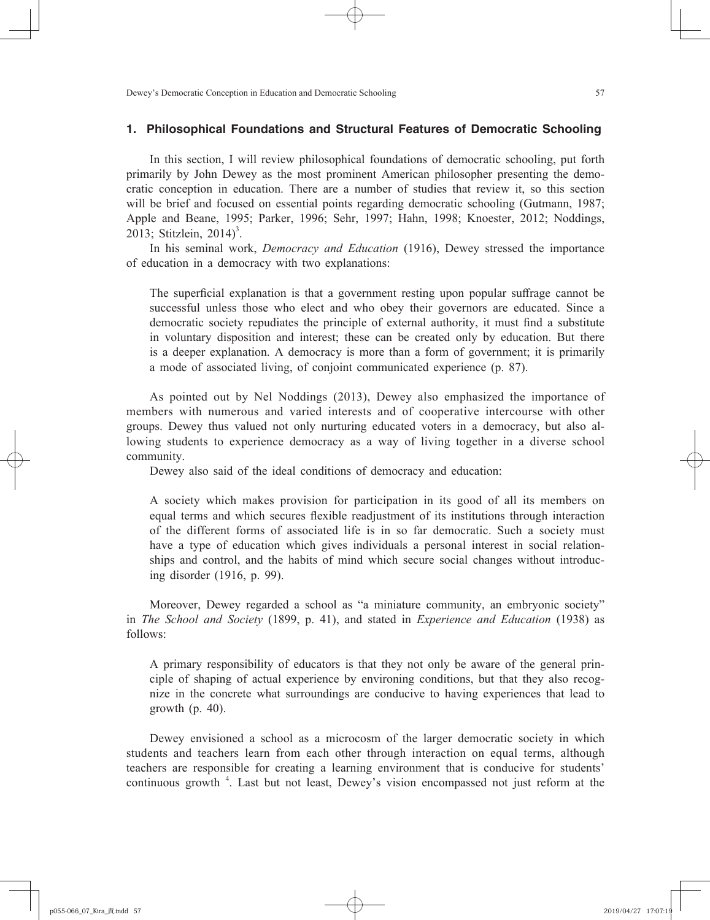## 1. Philosophical Foundations and Structural Features of Democratic Schooling

In this section, I will review philosophical foundations of democratic schooling, put forth primarily by John Dewey as the most prominent American philosopher presenting the democratic conception in education. There are a number of studies that review it, so this section will be brief and focused on essential points regarding democratic schooling (Gutmann, 1987; Apple and Beane, 1995; Parker, 1996; Sehr, 1997; Hahn, 1998; Knoester, 2012; Noddings, 2013; Stitzlein, 2014)[3].

In his seminal work, *Democracy and Education* (1916), Dewey stressed the importance of education in a democracy with two explanations:

> The superficial explanation is that a government resting upon popular suffrage cannot be successful unless those who elect and who obey their governors are educated. Since a democratic society repudiates the principle of external authority, it must find a substitute in voluntary disposition and interest; these can be created only by education. But there is a deeper explanation. A democracy is more than a form of government; it is primarily a mode of associated living, of conjoint communicated experience (p. 87).

As pointed out by Nel Noddings (2013), Dewey also emphasized the importance of members with numerous and varied interests and of cooperative intercourse with other groups. Dewey thus valued not only nurturing educated voters in a democracy, but also allowing students to experience democracy as a way of living together in a diverse school community.

Dewey also said of the ideal conditions of democracy and education:

> A society which makes provision for participation in its good of all its members on equal terms and which secures flexible readjustment of its institutions through interaction of the different forms of associated life is in so far democratic. Such a society must have a type of education which gives individuals a personal interest in social relationships and control, and the habits of mind which secure social changes without introducing disorder (1916, p. 99).

Moreover, Dewey regarded a school as "a miniature community, an embryonic society" in *The School and Society* (1899, p. 41), and stated in *Experience and Education* (1938) as follows:

> A primary responsibility of educators is that they not only be aware of the general principle of shaping of actual experience by environing conditions, but that they also recognize in the concrete what surroundings are conducive to having experiences that lead to growth (p. 40).

Dewey envisioned a school as a microcosm of the larger democratic society in which students and teachers learn from each other through interaction on equal terms, although teachers are responsible for creating a learning environment that is conducive for students' continuous growth [4]. Last but not least, Dewey's vision encompassed not just reform at the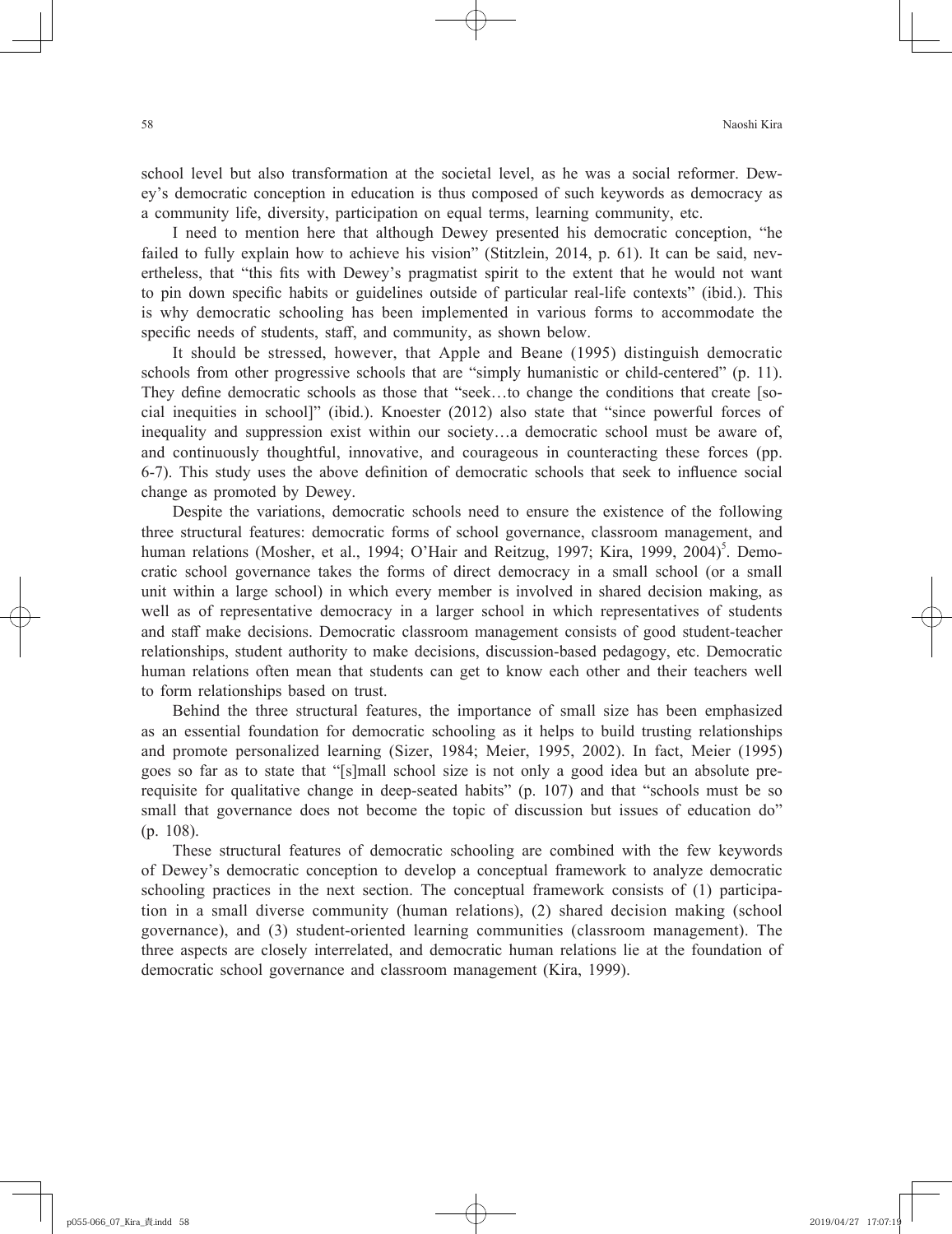school level but also transformation at the societal level, as he was a social reformer. Dewey's democratic conception in education is thus composed of such keywords as democracy as a community life, diversity, participation on equal terms, learning community, etc.

I need to mention here that although Dewey presented his democratic conception, "he failed to fully explain how to achieve his vision" (Stitzlein, 2014, p. 61). It can be said, nevertheless, that "this fits with Dewey's pragmatist spirit to the extent that he would not want to pin down specific habits or guidelines outside of particular real-life contexts" (ibid.). This is why democratic schooling has been implemented in various forms to accommodate the specific needs of students, staff, and community, as shown below.

It should be stressed, however, that Apple and Beane (1995) distinguish democratic schools from other progressive schools that are "simply humanistic or child-centered" (p. 11). They define democratic schools as those that "seek…to change the conditions that create [social inequities in school]" (ibid.). Knoester (2012) also state that "since powerful forces of inequality and suppression exist within our society…a democratic school must be aware of, and continuously thoughtful, innovative, and courageous in counteracting these forces (pp. 6-7). This study uses the above definition of democratic schools that seek to influence social change as promoted by Dewey.

Despite the variations, democratic schools need to ensure the existence of the following three structural features: democratic forms of school governance, classroom management, and human relations (Mosher, et al., 1994; O'Hair and Reitzug, 1997; Kira, 1999, 2004)[5]. Democratic school governance takes the forms of direct democracy in a small school (or a small unit within a large school) in which every member is involved in shared decision making, as well as of representative democracy in a larger school in which representatives of students and staff make decisions. Democratic classroom management consists of good student-teacher relationships, student authority to make decisions, discussion-based pedagogy, etc. Democratic human relations often mean that students can get to know each other and their teachers well to form relationships based on trust.

Behind the three structural features, the importance of small size has been emphasized as an essential foundation for democratic schooling as it helps to build trusting relationships and promote personalized learning (Sizer, 1984; Meier, 1995, 2002). In fact, Meier (1995) goes so far as to state that "[s]mall school size is not only a good idea but an absolute prerequisite for qualitative change in deep-seated habits" (p. 107) and that "schools must be so small that governance does not become the topic of discussion but issues of education do" (p. 108).

These structural features of democratic schooling are combined with the few keywords of Dewey's democratic conception to develop a conceptual framework to analyze democratic schooling practices in the next section. The conceptual framework consists of (1) participation in a small diverse community (human relations), (2) shared decision making (school governance), and (3) student-oriented learning communities (classroom management). The three aspects are closely interrelated, and democratic human relations lie at the foundation of democratic school governance and classroom management (Kira, 1999).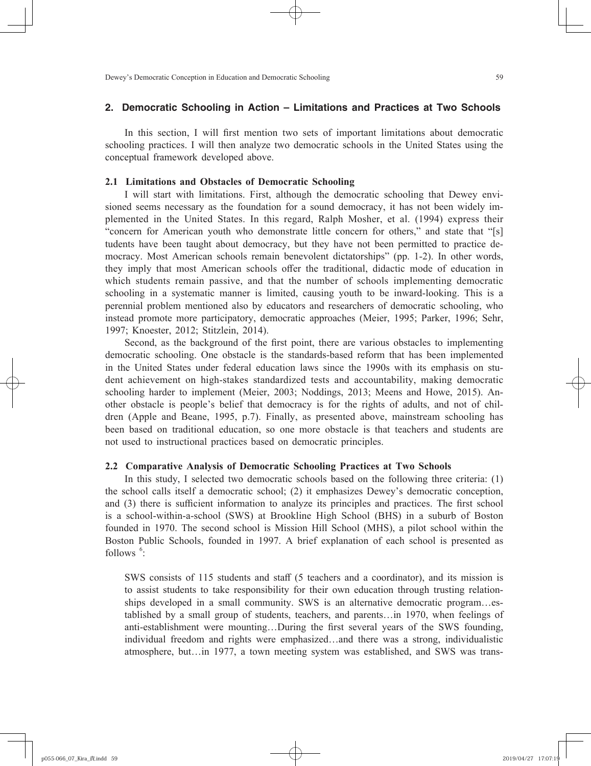## 2. Democratic Schooling in Action – Limitations and Practices at Two Schools

In this section, I will first mention two sets of important limitations about democratic schooling practices. I will then analyze two democratic schools in the United States using the conceptual framework developed above.

### 2.1 Limitations and Obstacles of Democratic Schooling

I will start with limitations. First, although the democratic schooling that Dewey envisioned seems necessary as the foundation for a sound democracy, it has not been widely implemented in the United States. In this regard, Ralph Mosher, et al. (1994) express their "concern for American youth who demonstrate little concern for others," and state that "[s]tudents have been taught about democracy, but they have not been permitted to practice democracy. Most American schools remain benevolent dictatorships" (pp. 1-2). In other words, they imply that most American schools offer the traditional, didactic mode of education in which students remain passive, and that the number of schools implementing democratic schooling in a systematic manner is limited, causing youth to be inward-looking. This is a perennial problem mentioned also by educators and researchers of democratic schooling, who instead promote more participatory, democratic approaches (Meier, 1995; Parker, 1996; Sehr, 1997; Knoester, 2012; Stitzlein, 2014).

Second, as the background of the first point, there are various obstacles to implementing democratic schooling. One obstacle is the standards-based reform that has been implemented in the United States under federal education laws since the 1990s with its emphasis on student achievement on high-stakes standardized tests and accountability, making democratic schooling harder to implement (Meier, 2003; Noddings, 2013; Meens and Howe, 2015). Another obstacle is people's belief that democracy is for the rights of adults, and not of children (Apple and Beane, 1995, p.7). Finally, as presented above, mainstream schooling has been based on traditional education, so one more obstacle is that teachers and students are not used to instructional practices based on democratic principles.

### 2.2 Comparative Analysis of Democratic Schooling Practices at Two Schools

In this study, I selected two democratic schools based on the following three criteria: (1) the school calls itself a democratic school; (2) it emphasizes Dewey's democratic conception, and (3) there is sufficient information to analyze its principles and practices. The first school is a school-within-a-school (SWS) at Brookline High School (BHS) in a suburb of Boston founded in 1970. The second school is Mission Hill School (MHS), a pilot school within the Boston Public Schools, founded in 1997. A brief explanation of each school is presented as follows [6]:

> SWS consists of 115 students and staff (5 teachers and a coordinator), and its mission is to assist students to take responsibility for their own education through trusting relationships developed in a small community. SWS is an alternative democratic program…established by a small group of students, teachers, and parents…in 1970, when feelings of anti-establishment were mounting…During the first several years of the SWS founding, individual freedom and rights were emphasized…and there was a strong, individualistic atmosphere, but…in 1977, a town meeting system was established, and SWS was trans-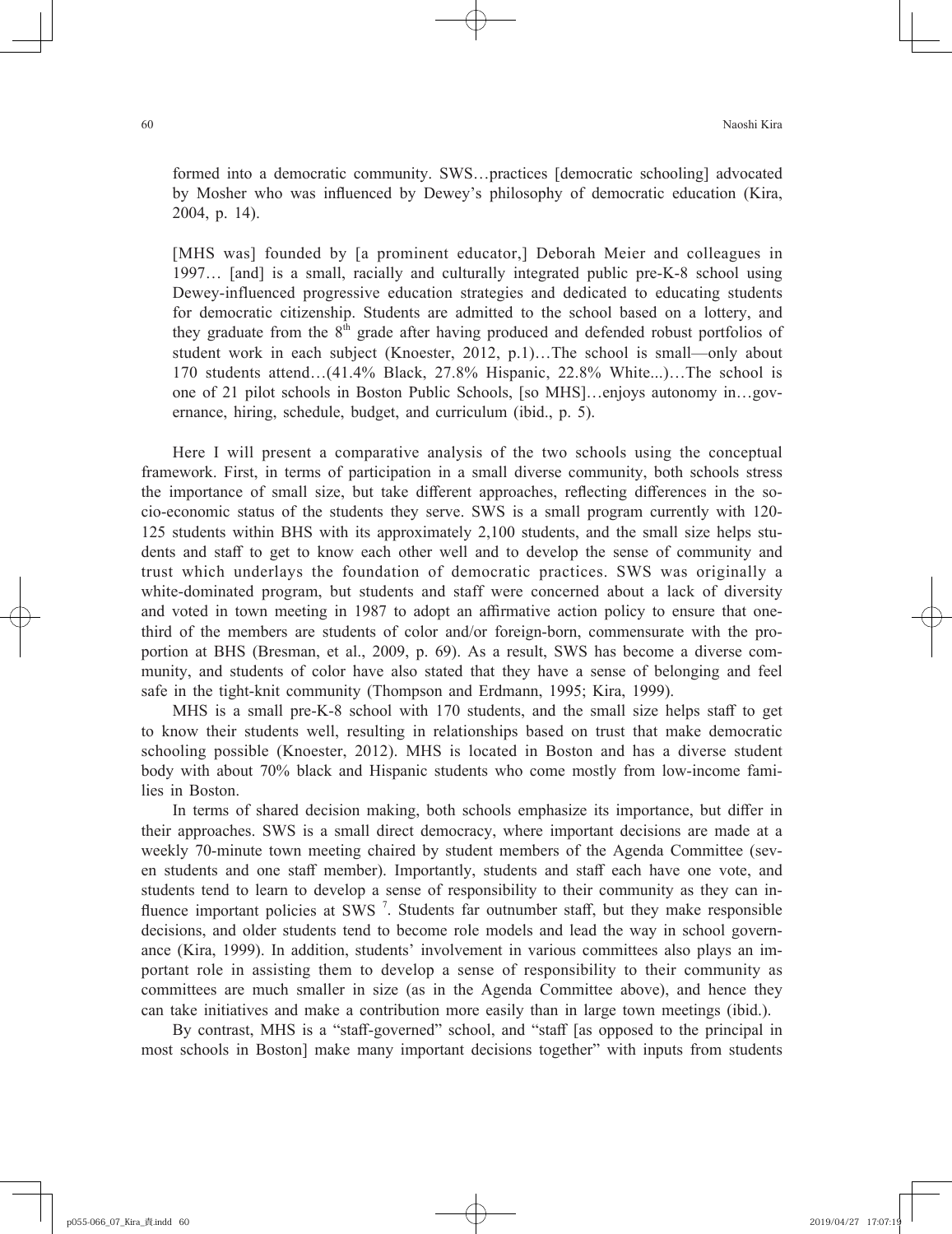formed into a democratic community. SWS…practices [democratic schooling] advocated by Mosher who was influenced by Dewey's philosophy of democratic education (Kira, 2004, p. 14).

> [MHS was] founded by [a prominent educator,] Deborah Meier and colleagues in 1997… [and] is a small, racially and culturally integrated public pre-K-8 school using Dewey-influenced progressive education strategies and dedicated to educating students for democratic citizenship. Students are admitted to the school based on a lottery, and they graduate from the 8th grade after having produced and defended robust portfolios of student work in each subject (Knoester, 2012, p.1)…The school is small—only about 170 students attend…(41.4% Black, 27.8% Hispanic, 22.8% White...)…The school is one of 21 pilot schools in Boston Public Schools, [so MHS]…enjoys autonomy in…governance, hiring, schedule, budget, and curriculum (ibid., p. 5).

Here I will present a comparative analysis of the two schools using the conceptual framework. First, in terms of participation in a small diverse community, both schools stress the importance of small size, but take different approaches, reflecting differences in the socio-economic status of the students they serve. SWS is a small program currently with 120-125 students within BHS with its approximately 2,100 students, and the small size helps students and staff to get to know each other well and to develop the sense of community and trust which underlays the foundation of democratic practices. SWS was originally a white-dominated program, but students and staff were concerned about a lack of diversity and voted in town meeting in 1987 to adopt an affirmative action policy to ensure that one-third of the members are students of color and/or foreign-born, commensurate with the proportion at BHS (Bresman, et al., 2009, p. 69). As a result, SWS has become a diverse community, and students of color have also stated that they have a sense of belonging and feel safe in the tight-knit community (Thompson and Erdmann, 1995; Kira, 1999).

MHS is a small pre-K-8 school with 170 students, and the small size helps staff to get to know their students well, resulting in relationships based on trust that make democratic schooling possible (Knoester, 2012). MHS is located in Boston and has a diverse student body with about 70% black and Hispanic students who come mostly from low-income families in Boston.

In terms of shared decision making, both schools emphasize its importance, but differ in their approaches. SWS is a small direct democracy, where important decisions are made at a weekly 70-minute town meeting chaired by student members of the Agenda Committee (seven students and one staff member). Importantly, students and staff each have one vote, and students tend to learn to develop a sense of responsibility to their community as they can influence important policies at SWS [7]. Students far outnumber staff, but they make responsible decisions, and older students tend to become role models and lead the way in school governance (Kira, 1999). In addition, students' involvement in various committees also plays an important role in assisting them to develop a sense of responsibility to their community as committees are much smaller in size (as in the Agenda Committee above), and hence they can take initiatives and make a contribution more easily than in large town meetings (ibid.).

By contrast, MHS is a "staff-governed" school, and "staff [as opposed to the principal in most schools in Boston] make many important decisions together" with inputs from students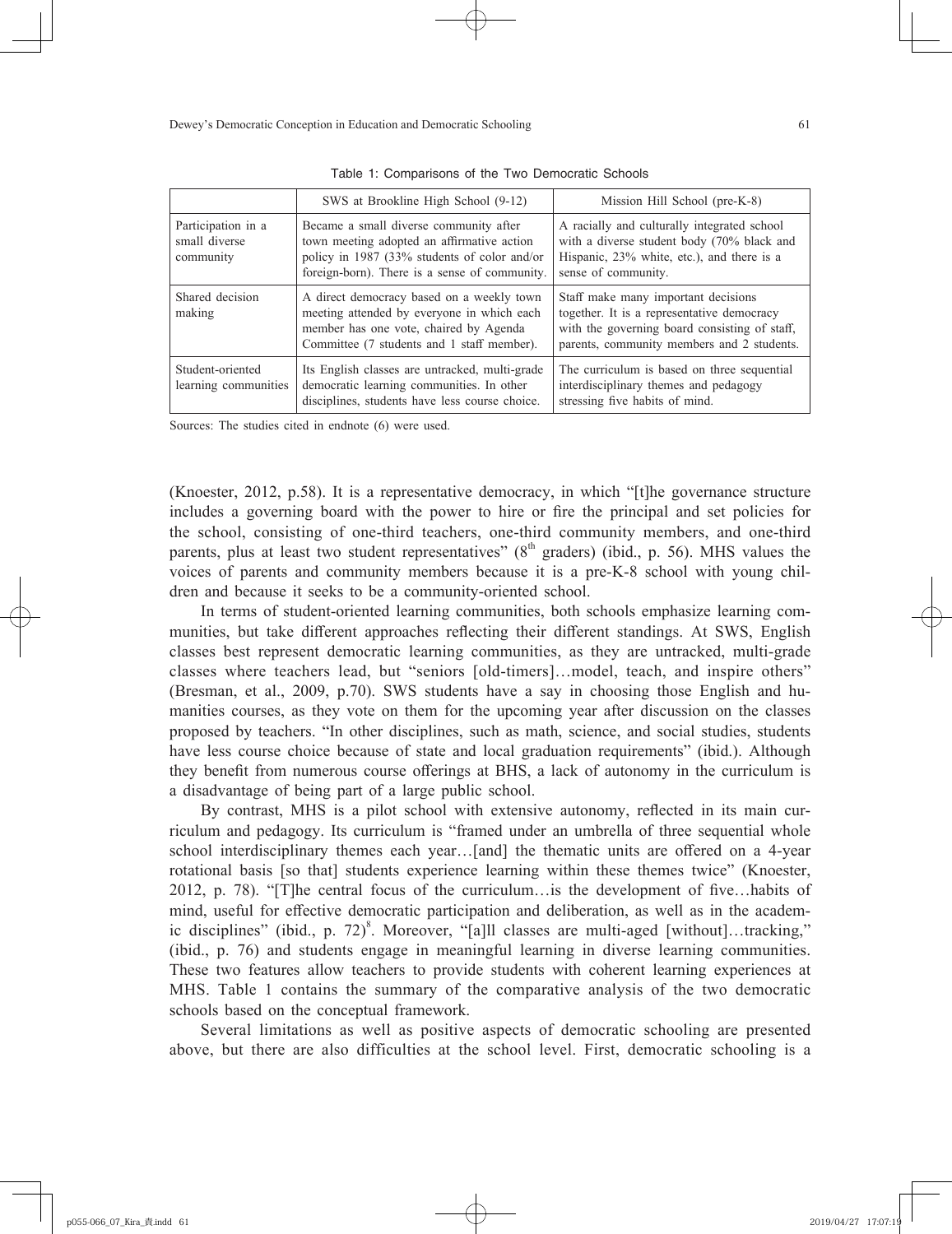Table 1: Comparisons of the Two Democratic Schools

| | SWS at Brookline High School (9-12) | Mission Hill School (pre-K-8) |
|---|---|---|
| Participation in a small diverse community | Became a small diverse community after town meeting adopted an affirmative action policy in 1987 (33% students of color and/or foreign-born). There is a sense of community. | A racially and culturally integrated school with a diverse student body (70% black and Hispanic, 23% white, etc.), and there is a sense of community. |
| Shared decision making | A direct democracy based on a weekly town meeting attended by everyone in which each member has one vote, chaired by Agenda Committee (7 students and 1 staff member). | Staff make many important decisions together. It is a representative democracy with the governing board consisting of staff, parents, community members and 2 students. |
| Student-oriented learning communities | Its English classes are untracked, multi-grade democratic learning communities. In other disciplines, students have less course choice. | The curriculum is based on three sequential interdisciplinary themes and pedagogy stressing five habits of mind. |

Sources: The studies cited in endnote (6) were used.

(Knoester, 2012, p.58). It is a representative democracy, in which "[t]he governance structure includes a governing board with the power to hire or fire the principal and set policies for the school, consisting of one-third teachers, one-third community members, and one-third parents, plus at least two student representatives" (8th graders) (ibid., p. 56). MHS values the voices of parents and community members because it is a pre-K-8 school with young children and because it seeks to be a community-oriented school.

In terms of student-oriented learning communities, both schools emphasize learning communities, but take different approaches reflecting their different standings. At SWS, English classes best represent democratic learning communities, as they are untracked, multi-grade classes where teachers lead, but "seniors [old-timers]…model, teach, and inspire others" (Bresman, et al., 2009, p.70). SWS students have a say in choosing those English and humanities courses, as they vote on them for the upcoming year after discussion on the classes proposed by teachers. "In other disciplines, such as math, science, and social studies, students have less course choice because of state and local graduation requirements" (ibid.). Although they benefit from numerous course offerings at BHS, a lack of autonomy in the curriculum is a disadvantage of being part of a large public school.

By contrast, MHS is a pilot school with extensive autonomy, reflected in its main curriculum and pedagogy. Its curriculum is "framed under an umbrella of three sequential whole school interdisciplinary themes each year…[and] the thematic units are offered on a 4-year rotational basis [so that] students experience learning within these themes twice" (Knoester, 2012, p. 78). "[T]he central focus of the curriculum…is the development of five…habits of mind, useful for effective democratic participation and deliberation, as well as in the academic disciplines" (ibid., p. 72)[8]. Moreover, "[a]ll classes are multi-aged [without]…tracking," (ibid., p. 76) and students engage in meaningful learning in diverse learning communities. These two features allow teachers to provide students with coherent learning experiences at MHS. Table 1 contains the summary of the comparative analysis of the two democratic schools based on the conceptual framework.

Several limitations as well as positive aspects of democratic schooling are presented above, but there are also difficulties at the school level. First, democratic schooling is a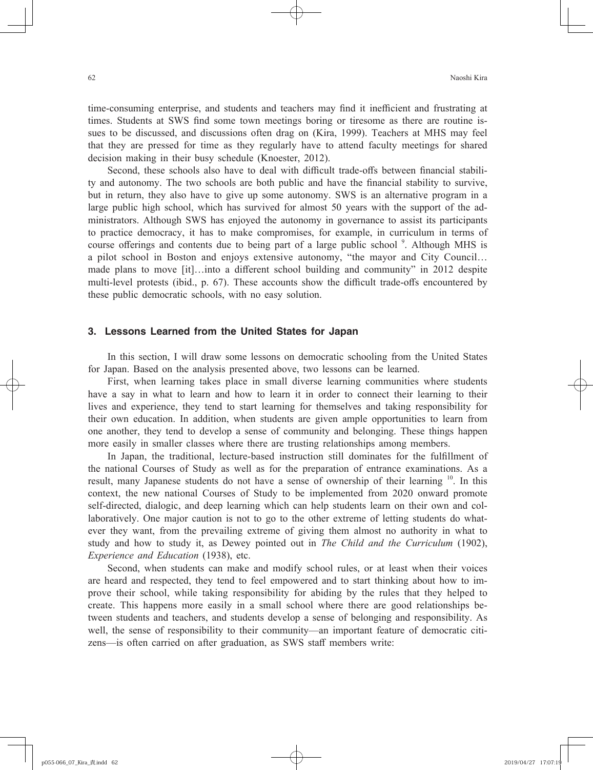time-consuming enterprise, and students and teachers may find it inefficient and frustrating at times. Students at SWS find some town meetings boring or tiresome as there are routine issues to be discussed, and discussions often drag on (Kira, 1999). Teachers at MHS may feel that they are pressed for time as they regularly have to attend faculty meetings for shared decision making in their busy schedule (Knoester, 2012).

Second, these schools also have to deal with difficult trade-offs between financial stability and autonomy. The two schools are both public and have the financial stability to survive, but in return, they also have to give up some autonomy. SWS is an alternative program in a large public high school, which has survived for almost 50 years with the support of the administrators. Although SWS has enjoyed the autonomy in governance to assist its participants to practice democracy, it has to make compromises, for example, in curriculum in terms of course offerings and contents due to being part of a large public school [9]. Although MHS is a pilot school in Boston and enjoys extensive autonomy, "the mayor and City Council… made plans to move [it]…into a different school building and community" in 2012 despite multi-level protests (ibid., p. 67). These accounts show the difficult trade-offs encountered by these public democratic schools, with no easy solution.

## 3. Lessons Learned from the United States for Japan

In this section, I will draw some lessons on democratic schooling from the United States for Japan. Based on the analysis presented above, two lessons can be learned.

First, when learning takes place in small diverse learning communities where students have a say in what to learn and how to learn it in order to connect their learning to their lives and experience, they tend to start learning for themselves and taking responsibility for their own education. In addition, when students are given ample opportunities to learn from one another, they tend to develop a sense of community and belonging. These things happen more easily in smaller classes where there are trusting relationships among members.

In Japan, the traditional, lecture-based instruction still dominates for the fulfillment of the national Courses of Study as well as for the preparation of entrance examinations. As a result, many Japanese students do not have a sense of ownership of their learning [10]. In this context, the new national Courses of Study to be implemented from 2020 onward promote self-directed, dialogic, and deep learning which can help students learn on their own and collaboratively. One major caution is not to go to the other extreme of letting students do whatever they want, from the prevailing extreme of giving them almost no authority in what to study and how to study it, as Dewey pointed out in *The Child and the Curriculum* (1902), *Experience and Education* (1938), etc.

Second, when students can make and modify school rules, or at least when their voices are heard and respected, they tend to feel empowered and to start thinking about how to improve their school, while taking responsibility for abiding by the rules that they helped to create. This happens more easily in a small school where there are good relationships between students and teachers, and students develop a sense of belonging and responsibility. As well, the sense of responsibility to their community—an important feature of democratic citizens—is often carried on after graduation, as SWS staff members write: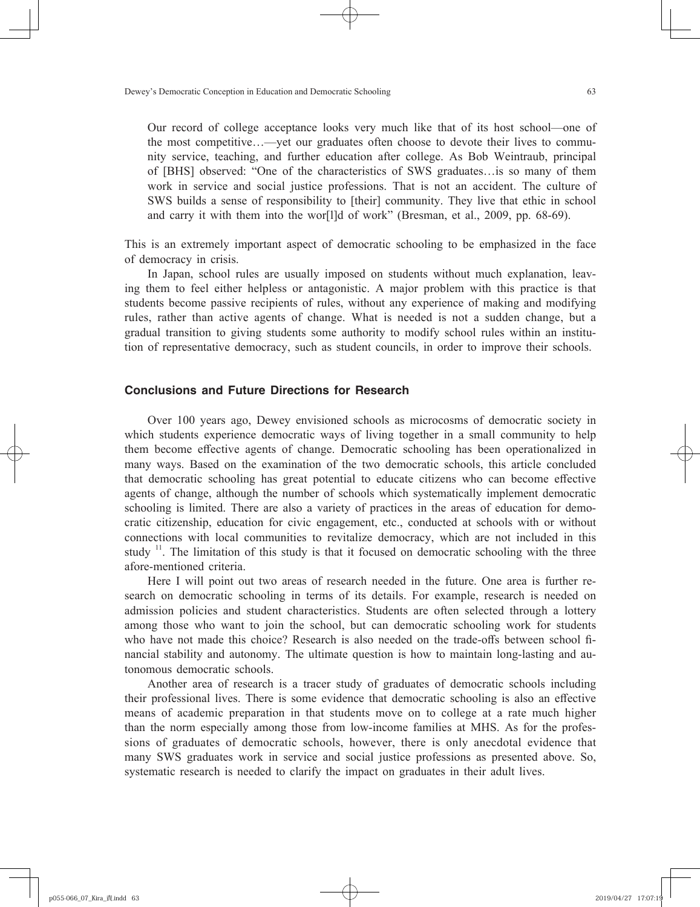> Our record of college acceptance looks very much like that of its host school—one of the most competitive…—yet our graduates often choose to devote their lives to community service, teaching, and further education after college. As Bob Weintraub, principal of [BHS] observed: "One of the characteristics of SWS graduates…is so many of them work in service and social justice professions. That is not an accident. The culture of SWS builds a sense of responsibility to [their] community. They live that ethic in school and carry it with them into the wor[l]d of work" (Bresman, et al., 2009, pp. 68-69).

This is an extremely important aspect of democratic schooling to be emphasized in the face of democracy in crisis.

In Japan, school rules are usually imposed on students without much explanation, leaving them to feel either helpless or antagonistic. A major problem with this practice is that students become passive recipients of rules, without any experience of making and modifying rules, rather than active agents of change. What is needed is not a sudden change, but a gradual transition to giving students some authority to modify school rules within an institution of representative democracy, such as student councils, in order to improve their schools.

## Conclusions and Future Directions for Research

Over 100 years ago, Dewey envisioned schools as microcosms of democratic society in which students experience democratic ways of living together in a small community to help them become effective agents of change. Democratic schooling has been operationalized in many ways. Based on the examination of the two democratic schools, this article concluded that democratic schooling has great potential to educate citizens who can become effective agents of change, although the number of schools which systematically implement democratic schooling is limited. There are also a variety of practices in the areas of education for democratic citizenship, education for civic engagement, etc., conducted at schools with or without connections with local communities to revitalize democracy, which are not included in this study [11]. The limitation of this study is that it focused on democratic schooling with the three afore-mentioned criteria.

Here I will point out two areas of research needed in the future. One area is further research on democratic schooling in terms of its details. For example, research is needed on admission policies and student characteristics. Students are often selected through a lottery among those who want to join the school, but can democratic schooling work for students who have not made this choice? Research is also needed on the trade-offs between school financial stability and autonomy. The ultimate question is how to maintain long-lasting and autonomous democratic schools.

Another area of research is a tracer study of graduates of democratic schools including their professional lives. There is some evidence that democratic schooling is also an effective means of academic preparation in that students move on to college at a rate much higher than the norm especially among those from low-income families at MHS. As for the professions of graduates of democratic schools, however, there is only anecdotal evidence that many SWS graduates work in service and social justice professions as presented above. So, systematic research is needed to clarify the impact on graduates in their adult lives.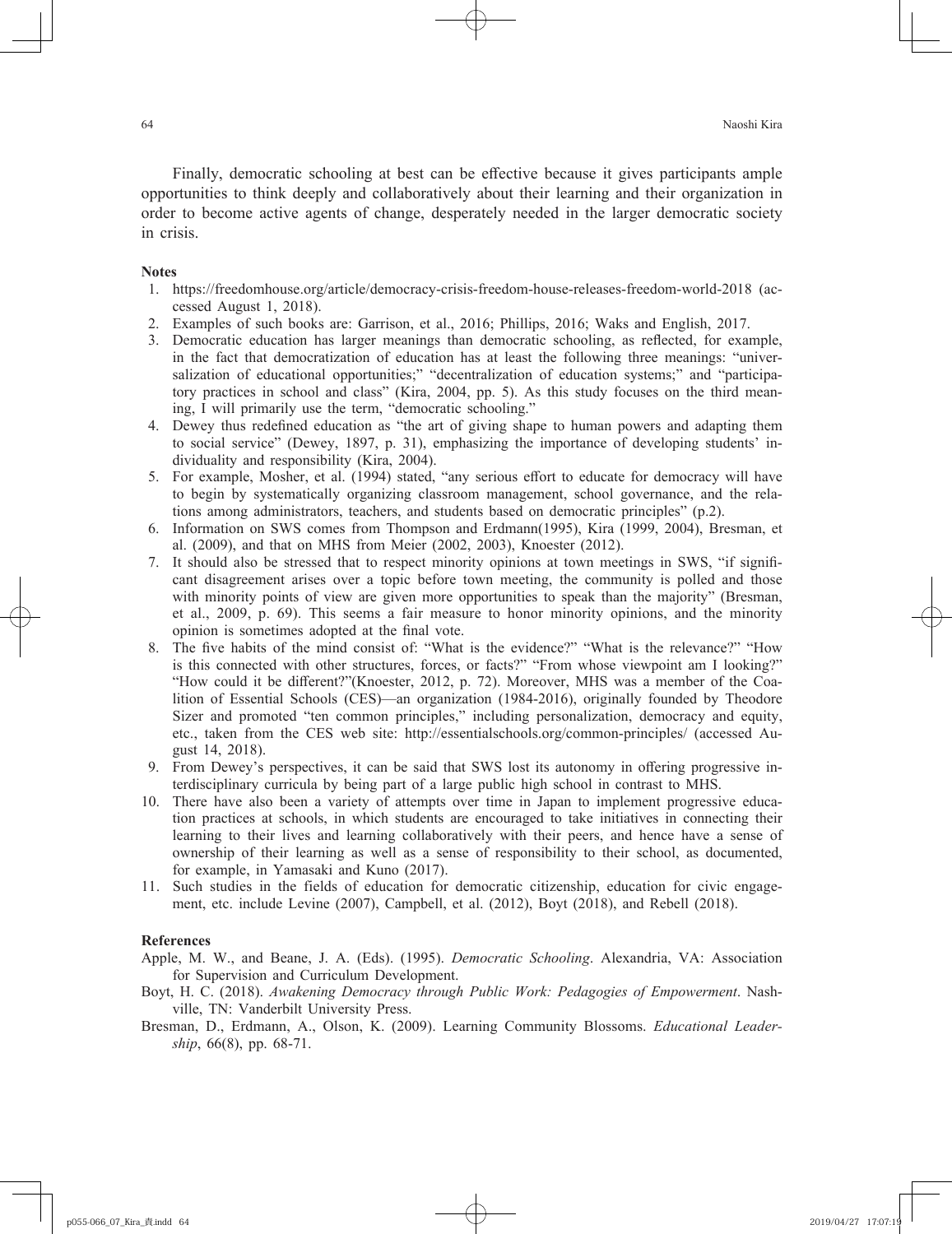Finally, democratic schooling at best can be effective because it gives participants ample opportunities to think deeply and collaboratively about their learning and their organization in order to become active agents of change, desperately needed in the larger democratic society in crisis.

**Notes**

1. https://freedomhouse.org/article/democracy-crisis-freedom-house-releases-freedom-world-2018 (accessed August 1, 2018).
2. Examples of such books are: Garrison, et al., 2016; Phillips, 2016; Waks and English, 2017.
3. Democratic education has larger meanings than democratic schooling, as reflected, for example, in the fact that democratization of education has at least the following three meanings: "universalization of educational opportunities;" "decentralization of education systems;" and "participatory practices in school and class" (Kira, 2004, pp. 5). As this study focuses on the third meaning, I will primarily use the term, "democratic schooling."
4. Dewey thus redefined education as "the art of giving shape to human powers and adapting them to social service" (Dewey, 1897, p. 31), emphasizing the importance of developing students' individuality and responsibility (Kira, 2004).
5. For example, Mosher, et al. (1994) stated, "any serious effort to educate for democracy will have to begin by systematically organizing classroom management, school governance, and the relations among administrators, teachers, and students based on democratic principles" (p.2).
6. Information on SWS comes from Thompson and Erdmann(1995), Kira (1999, 2004), Bresman, et al. (2009), and that on MHS from Meier (2002, 2003), Knoester (2012).
7. It should also be stressed that to respect minority opinions at town meetings in SWS, "if significant disagreement arises over a topic before town meeting, the community is polled and those with minority points of view are given more opportunities to speak than the majority" (Bresman, et al., 2009, p. 69). This seems a fair measure to honor minority opinions, and the minority opinion is sometimes adopted at the final vote.
8. The five habits of the mind consist of: "What is the evidence?" "What is the relevance?" "How is this connected with other structures, forces, or facts?" "From whose viewpoint am I looking?" "How could it be different?"(Knoester, 2012, p. 72). Moreover, MHS was a member of the Coalition of Essential Schools (CES)—an organization (1984-2016), originally founded by Theodore Sizer and promoted "ten common principles," including personalization, democracy and equity, etc., taken from the CES web site: http://essentialschools.org/common-principles/ (accessed August 14, 2018).
9. From Dewey's perspectives, it can be said that SWS lost its autonomy in offering progressive interdisciplinary curricula by being part of a large public high school in contrast to MHS.
10. There have also been a variety of attempts over time in Japan to implement progressive education practices at schools, in which students are encouraged to take initiatives in connecting their learning to their lives and learning collaboratively with their peers, and hence have a sense of ownership of their learning as well as a sense of responsibility to their school, as documented, for example, in Yamasaki and Kuno (2017).
11. Such studies in the fields of education for democratic citizenship, education for civic engagement, etc. include Levine (2007), Campbell, et al. (2012), Boyt (2018), and Rebell (2018).

**References**

Apple, M. W., and Beane, J. A. (Eds). (1995). *Democratic Schooling*. Alexandria, VA: Association for Supervision and Curriculum Development.

Boyt, H. C. (2018). *Awakening Democracy through Public Work: Pedagogies of Empowerment*. Nashville, TN: Vanderbilt University Press.

Bresman, D., Erdmann, A., Olson, K. (2009). Learning Community Blossoms. *Educational Leadership*, 66(8), pp. 68-71.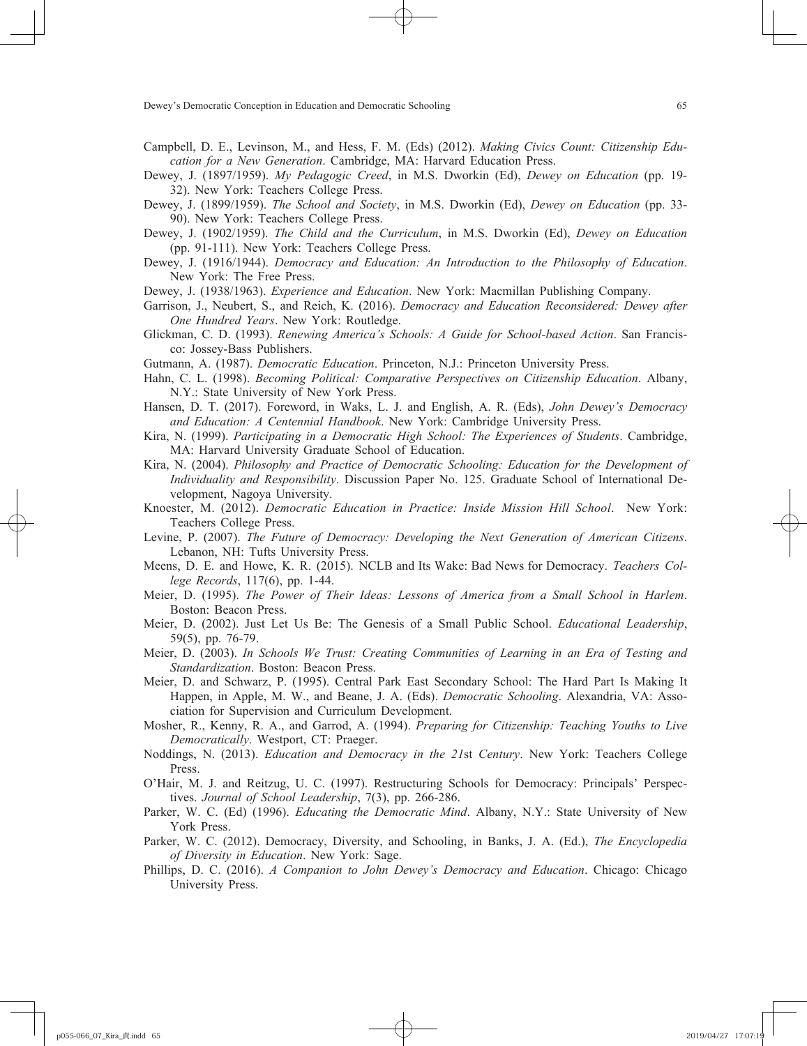Campbell, D. E., Levinson, M., and Hess, F. M. (Eds) (2012). *Making Civics Count: Citizenship Education for a New Generation*. Cambridge, MA: Harvard Education Press.

Dewey, J. (1897/1959). *My Pedagogic Creed*, in M.S. Dworkin (Ed), *Dewey on Education* (pp. 19-32). New York: Teachers College Press.

Dewey, J. (1899/1959). *The School and Society*, in M.S. Dworkin (Ed), *Dewey on Education* (pp. 33-90). New York: Teachers College Press.

Dewey, J. (1902/1959). *The Child and the Curriculum*, in M.S. Dworkin (Ed), *Dewey on Education* (pp. 91-111). New York: Teachers College Press.

Dewey, J. (1916/1944). *Democracy and Education: An Introduction to the Philosophy of Education*. New York: The Free Press.

Dewey, J. (1938/1963). *Experience and Education*. New York: Macmillan Publishing Company.

Garrison, J., Neubert, S., and Reich, K. (2016). *Democracy and Education Reconsidered: Dewey after One Hundred Years*. New York: Routledge.

Glickman, C. D. (1993). *Renewing America's Schools: A Guide for School-based Action*. San Francisco: Jossey-Bass Publishers.

Gutmann, A. (1987). *Democratic Education*. Princeton, N.J.: Princeton University Press.

Hahn, C. L. (1998). *Becoming Political: Comparative Perspectives on Citizenship Education*. Albany, N.Y.: State University of New York Press.

Hansen, D. T. (2017). Foreword, in Waks, L. J. and English, A. R. (Eds), *John Dewey's Democracy and Education: A Centennial Handbook*. New York: Cambridge University Press.

Kira, N. (1999). *Participating in a Democratic High School: The Experiences of Students*. Cambridge, MA: Harvard University Graduate School of Education.

Kira, N. (2004). *Philosophy and Practice of Democratic Schooling: Education for the Development of Individuality and Responsibility*. Discussion Paper No. 125. Graduate School of International Development, Nagoya University.

Knoester, M. (2012). *Democratic Education in Practice: Inside Mission Hill School*. New York: Teachers College Press.

Levine, P. (2007). *The Future of Democracy: Developing the Next Generation of American Citizens*. Lebanon, NH: Tufts University Press.

Meens, D. E. and Howe, K. R. (2015). NCLB and Its Wake: Bad News for Democracy. *Teachers College Records*, 117(6), pp. 1-44.

Meier, D. (1995). *The Power of Their Ideas: Lessons of America from a Small School in Harlem*. Boston: Beacon Press.

Meier, D. (2002). Just Let Us Be: The Genesis of a Small Public School. *Educational Leadership*, 59(5), pp. 76-79.

Meier, D. (2003). *In Schools We Trust: Creating Communities of Learning in an Era of Testing and Standardization*. Boston: Beacon Press.

Meier, D. and Schwarz, P. (1995). Central Park East Secondary School: The Hard Part Is Making It Happen, in Apple, M. W., and Beane, J. A. (Eds). *Democratic Schooling*. Alexandria, VA: Association for Supervision and Curriculum Development.

Mosher, R., Kenny, R. A., and Garrod, A. (1994). *Preparing for Citizenship: Teaching Youths to Live Democratically*. Westport, CT: Praeger.

Noddings, N. (2013). *Education and Democracy in the 21st Century*. New York: Teachers College Press.

O'Hair, M. J. and Reitzug, U. C. (1997). Restructuring Schools for Democracy: Principals' Perspectives. *Journal of School Leadership*, 7(3), pp. 266-286.

Parker, W. C. (Ed) (1996). *Educating the Democratic Mind*. Albany, N.Y.: State University of New York Press.

Parker, W. C. (2012). Democracy, Diversity, and Schooling, in Banks, J. A. (Ed.), *The Encyclopedia of Diversity in Education*. New York: Sage.

Phillips, D. C. (2016). *A Companion to John Dewey's Democracy and Education*. Chicago: Chicago University Press.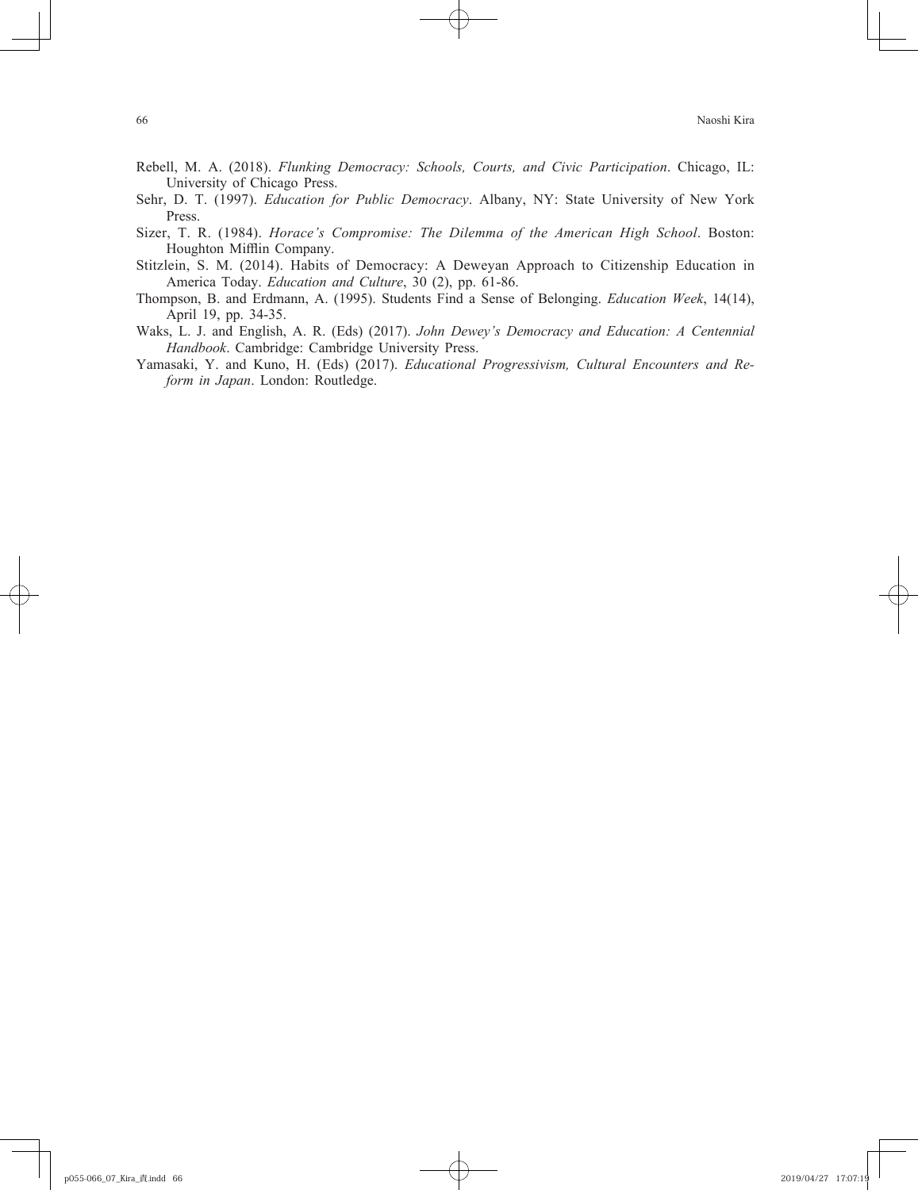Rebell, M. A. (2018). *Flunking Democracy: Schools, Courts, and Civic Participation*. Chicago, IL: University of Chicago Press.

Sehr, D. T. (1997). *Education for Public Democracy*. Albany, NY: State University of New York Press.

Sizer, T. R. (1984). *Horace's Compromise: The Dilemma of the American High School*. Boston: Houghton Mifflin Company.

Stitzlein, S. M. (2014). Habits of Democracy: A Deweyan Approach to Citizenship Education in America Today. *Education and Culture*, 30 (2), pp. 61-86.

Thompson, B. and Erdmann, A. (1995). Students Find a Sense of Belonging. *Education Week*, 14(14), April 19, pp. 34-35.

Waks, L. J. and English, A. R. (Eds) (2017). *John Dewey's Democracy and Education: A Centennial Handbook*. Cambridge: Cambridge University Press.

Yamasaki, Y. and Kuno, H. (Eds) (2017). *Educational Progressivism, Cultural Encounters and Reform in Japan*. London: Routledge.